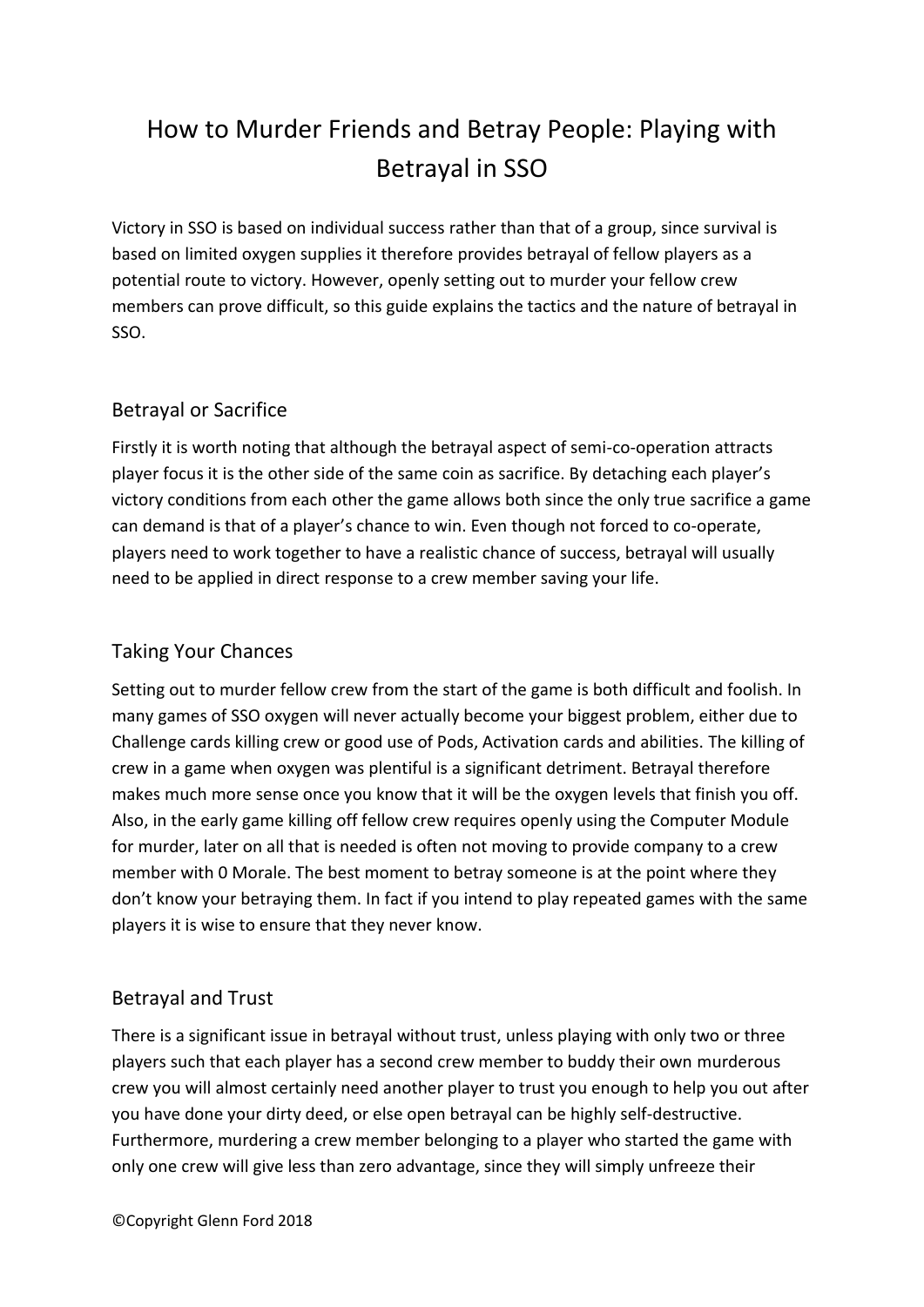# How to Murder Friends and Betray People: Playing with Betrayal in SSO

Victory in SSO is based on individual success rather than that of a group, since survival is based on limited oxygen supplies it therefore provides betrayal of fellow players as a potential route to victory. However, openly setting out to murder your fellow crew members can prove difficult, so this guide explains the tactics and the nature of betrayal in SSO.

## Betrayal or Sacrifice

Firstly it is worth noting that although the betrayal aspect of semi-co-operation attracts player focus it is the other side of the same coin as sacrifice. By detaching each player's victory conditions from each other the game allows both since the only true sacrifice a game can demand is that of a player's chance to win. Even though not forced to co-operate, players need to work together to have a realistic chance of success, betrayal will usually need to be applied in direct response to a crew member saving your life.

## Taking Your Chances

Setting out to murder fellow crew from the start of the game is both difficult and foolish. In many games of SSO oxygen will never actually become your biggest problem, either due to Challenge cards killing crew or good use of Pods, Activation cards and abilities. The killing of crew in a game when oxygen was plentiful is a significant detriment. Betrayal therefore makes much more sense once you know that it will be the oxygen levels that finish you off. Also, in the early game killing off fellow crew requires openly using the Computer Module for murder, later on all that is needed is often not moving to provide company to a crew member with 0 Morale. The best moment to betray someone is at the point where they don't know your betraying them. In fact if you intend to play repeated games with the same players it is wise to ensure that they never know.

## Betrayal and Trust

There is a significant issue in betrayal without trust, unless playing with only two or three players such that each player has a second crew member to buddy their own murderous crew you will almost certainly need another player to trust you enough to help you out after you have done your dirty deed, or else open betrayal can be highly self-destructive. Furthermore, murdering a crew member belonging to a player who started the game with only one crew will give less than zero advantage, since they will simply unfreeze their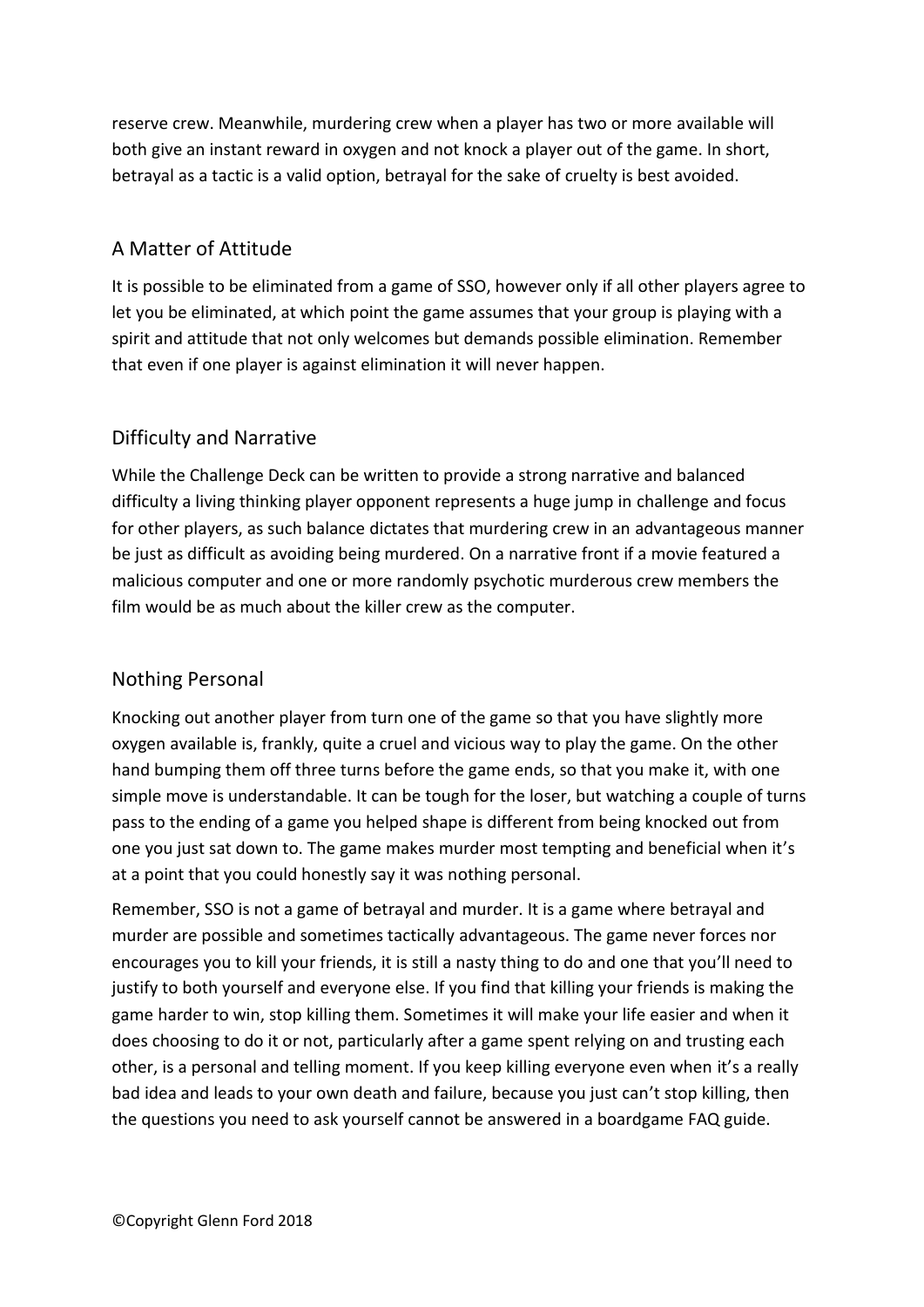reserve crew. Meanwhile, murdering crew when a player has two or more available will both give an instant reward in oxygen and not knock a player out of the game. In short, betrayal as a tactic is a valid option, betrayal for the sake of cruelty is best avoided.

## A Matter of Attitude

It is possible to be eliminated from a game of SSO, however only if all other players agree to let you be eliminated, at which point the game assumes that your group is playing with a spirit and attitude that not only welcomes but demands possible elimination. Remember that even if one player is against elimination it will never happen.

## Difficulty and Narrative

While the Challenge Deck can be written to provide a strong narrative and balanced difficulty a living thinking player opponent represents a huge jump in challenge and focus for other players, as such balance dictates that murdering crew in an advantageous manner be just as difficult as avoiding being murdered. On a narrative front if a movie featured a malicious computer and one or more randomly psychotic murderous crew members the film would be as much about the killer crew as the computer.

## Nothing Personal

Knocking out another player from turn one of the game so that you have slightly more oxygen available is, frankly, quite a cruel and vicious way to play the game. On the other hand bumping them off three turns before the game ends, so that you make it, with one simple move is understandable. It can be tough for the loser, but watching a couple of turns pass to the ending of a game you helped shape is different from being knocked out from one you just sat down to. The game makes murder most tempting and beneficial when it's at a point that you could honestly say it was nothing personal.

Remember, SSO is not a game of betrayal and murder. It is a game where betrayal and murder are possible and sometimes tactically advantageous. The game never forces nor encourages you to kill your friends, it is still a nasty thing to do and one that you'll need to justify to both yourself and everyone else. If you find that killing your friends is making the game harder to win, stop killing them. Sometimes it will make your life easier and when it does choosing to do it or not, particularly after a game spent relying on and trusting each other, is a personal and telling moment. If you keep killing everyone even when it's a really bad idea and leads to your own death and failure, because you just can't stop killing, then the questions you need to ask yourself cannot be answered in a boardgame FAQ guide.

©Copyright Glenn Ford 2018